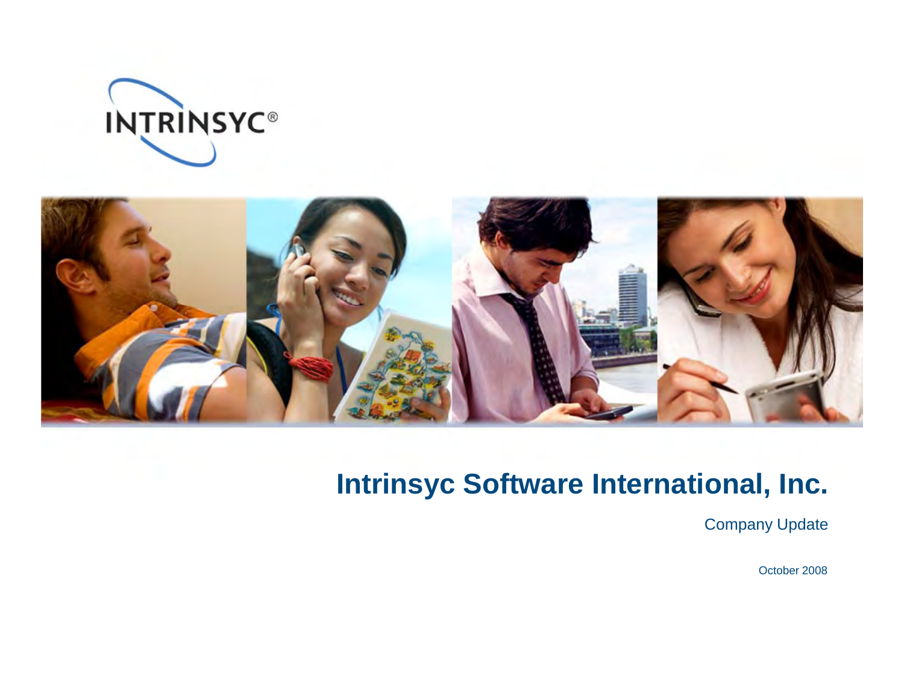INTRINSYC®

# Intrinsyc Software International, Inc.

Company Update

October 2008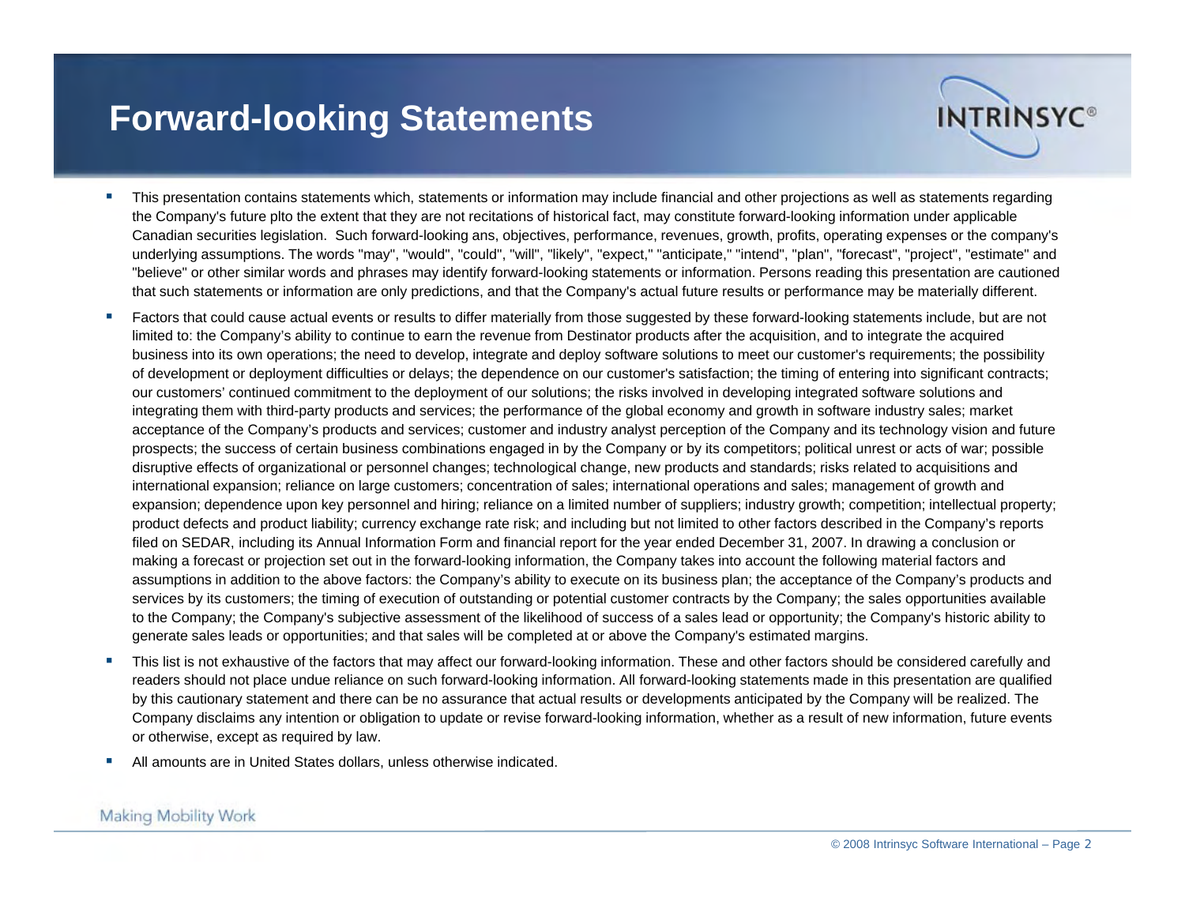# Forward-looking Statements

- This presentation contains statements which, statements or information may include financial and other projections as well as statements regarding the Company's future plto the extent that they are not recitations of historical fact, may constitute forward-looking information under applicable Canadian securities legislation. Such forward-looking ans, objectives, performance, revenues, growth, profits, operating expenses or the company's underlying assumptions. The words "may", "would", "could", "will", "likely", "expect," "anticipate," "intend", "plan", "forecast", "project", "estimate" and "believe" or other similar words and phrases may identify forward-looking statements or information. Persons reading this presentation are cautioned that such statements or information are only predictions, and that the Company's actual future results or performance may be materially different.
- Factors that could cause actual events or results to differ materially from those suggested by these forward-looking statements include, but are not limited to: the Company's ability to continue to earn the revenue from Destinator products after the acquisition, and to integrate the acquired business into its own operations; the need to develop, integrate and deploy software solutions to meet our customer's requirements; the possibility of development or deployment difficulties or delays; the dependence on our customer's satisfaction; the timing of entering into significant contracts; our customers' continued commitment to the deployment of our solutions; the risks involved in developing integrated software solutions and integrating them with third-party products and services; the performance of the global economy and growth in software industry sales; market acceptance of the Company's products and services; customer and industry analyst perception of the Company and its technology vision and future prospects; the success of certain business combinations engaged in by the Company or by its competitors; political unrest or acts of war; possible disruptive effects of organizational or personnel changes; technological change, new products and standards; risks related to acquisitions and international expansion; reliance on large customers; concentration of sales; international operations and sales; management of growth and expansion; dependence upon key personnel and hiring; reliance on a limited number of suppliers; industry growth; competition; intellectual property; product defects and product liability; currency exchange rate risk; and including but not limited to other factors described in the Company's reports filed on SEDAR, including its Annual Information Form and financial report for the year ended December 31, 2007. In drawing a conclusion or making a forecast or projection set out in the forward-looking information, the Company takes into account the following material factors and assumptions in addition to the above factors: the Company's ability to execute on its business plan; the acceptance of the Company's products and services by its customers; the timing of execution of outstanding or potential customer contracts by the Company; the sales opportunities available to the Company; the Company's subjective assessment of the likelihood of success of a sales lead or opportunity; the Company's historic ability to generate sales leads or opportunities; and that sales will be completed at or above the Company's estimated margins.
- This list is not exhaustive of the factors that may affect our forward-looking information. These and other factors should be considered carefully and readers should not place undue reliance on such forward-looking information. All forward-looking statements made in this presentation are qualified by this cautionary statement and there can be no assurance that actual results or developments anticipated by the Company will be realized. The Company disclaims any intention or obligation to update or revise forward-looking information, whether as a result of new information, future events or otherwise, except as required by law.
- All amounts are in United States dollars, unless otherwise indicated.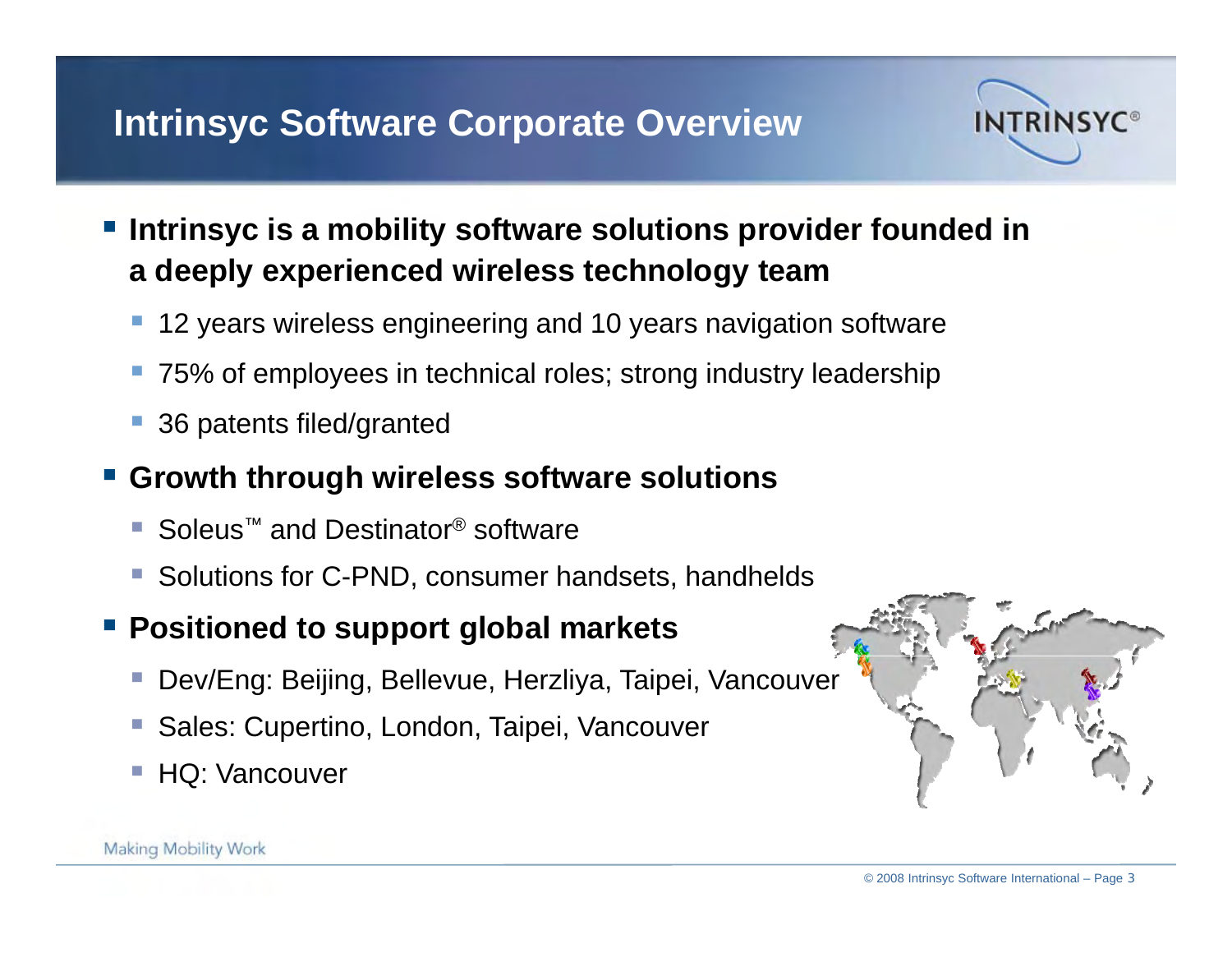# Intrinsyc Software Corporate Overview

- **Intrinsyc is a mobility software solutions provider founded in a deeply experienced wireless technology team**
  - 12 years wireless engineering and 10 years navigation software
  - 75% of employees in technical roles; strong industry leadership
  - 36 patents filed/granted
- **Growth through wireless software solutions**
  - Soleus™ and Destinator® software
  - Solutions for C-PND, consumer handsets, handhelds
- **Positioned to support global markets**
  - Dev/Eng: Beijing, Bellevue, Herzliya, Taipei, Vancouver
  - Sales: Cupertino, London, Taipei, Vancouver
  - HQ: Vancouver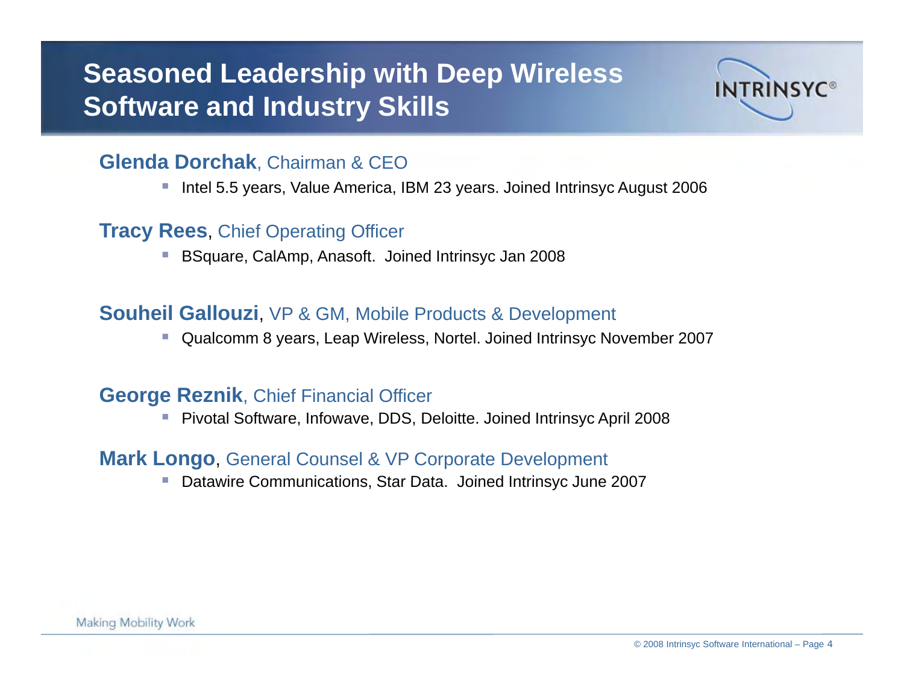# Seasoned Leadership with Deep Wireless Software and Industry Skills

**Glenda Dorchak**, Chairman & CEO

- Intel 5.5 years, Value America, IBM 23 years. Joined Intrinsyc August 2006

**Tracy Rees**, Chief Operating Officer

- BSquare, CalAmp, Anasoft. Joined Intrinsyc Jan 2008

**Souheil Gallouzi**, VP & GM, Mobile Products & Development

- Qualcomm 8 years, Leap Wireless, Nortel. Joined Intrinsyc November 2007

**George Reznik**, Chief Financial Officer

- Pivotal Software, Infowave, DDS, Deloitte. Joined Intrinsyc April 2008

**Mark Longo**, General Counsel & VP Corporate Development

- Datawire Communications, Star Data. Joined Intrinsyc June 2007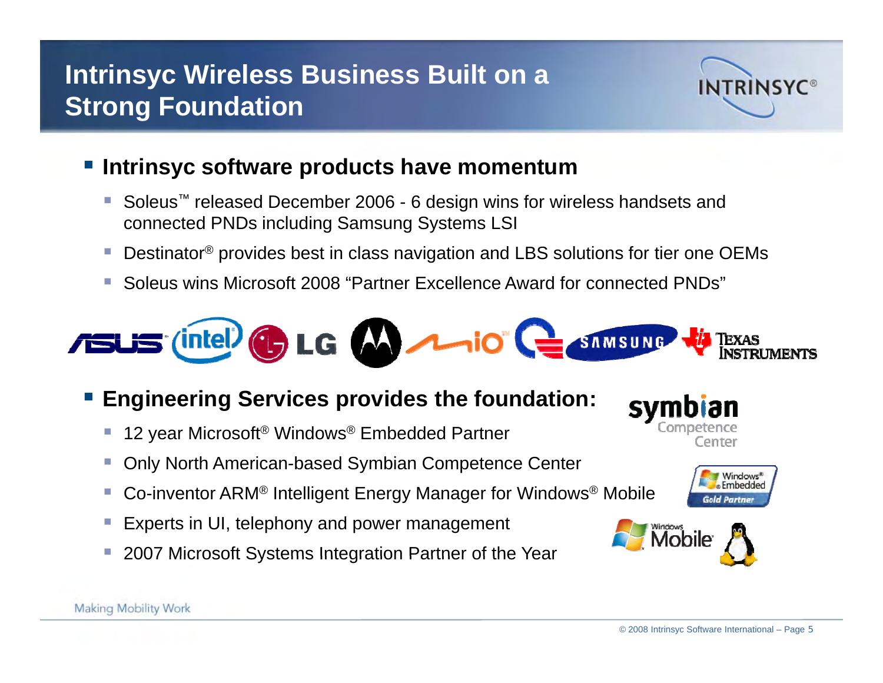# Intrinsyc Wireless Business Built on a Strong Foundation

- **Intrinsyc software products have momentum**
  - Soleus™ released December 2006 - 6 design wins for wireless handsets and connected PNDs including Samsung Systems LSI
  - Destinator® provides best in class navigation and LBS solutions for tier one OEMs
  - Soleus wins Microsoft 2008 "Partner Excellence Award for connected PNDs"

- **Engineering Services provides the foundation:**
  - 12 year Microsoft® Windows® Embedded Partner
  - Only North American-based Symbian Competence Center
  - Co-inventor ARM® Intelligent Energy Manager for Windows® Mobile
  - Experts in UI, telephony and power management
  - 2007 Microsoft Systems Integration Partner of the Year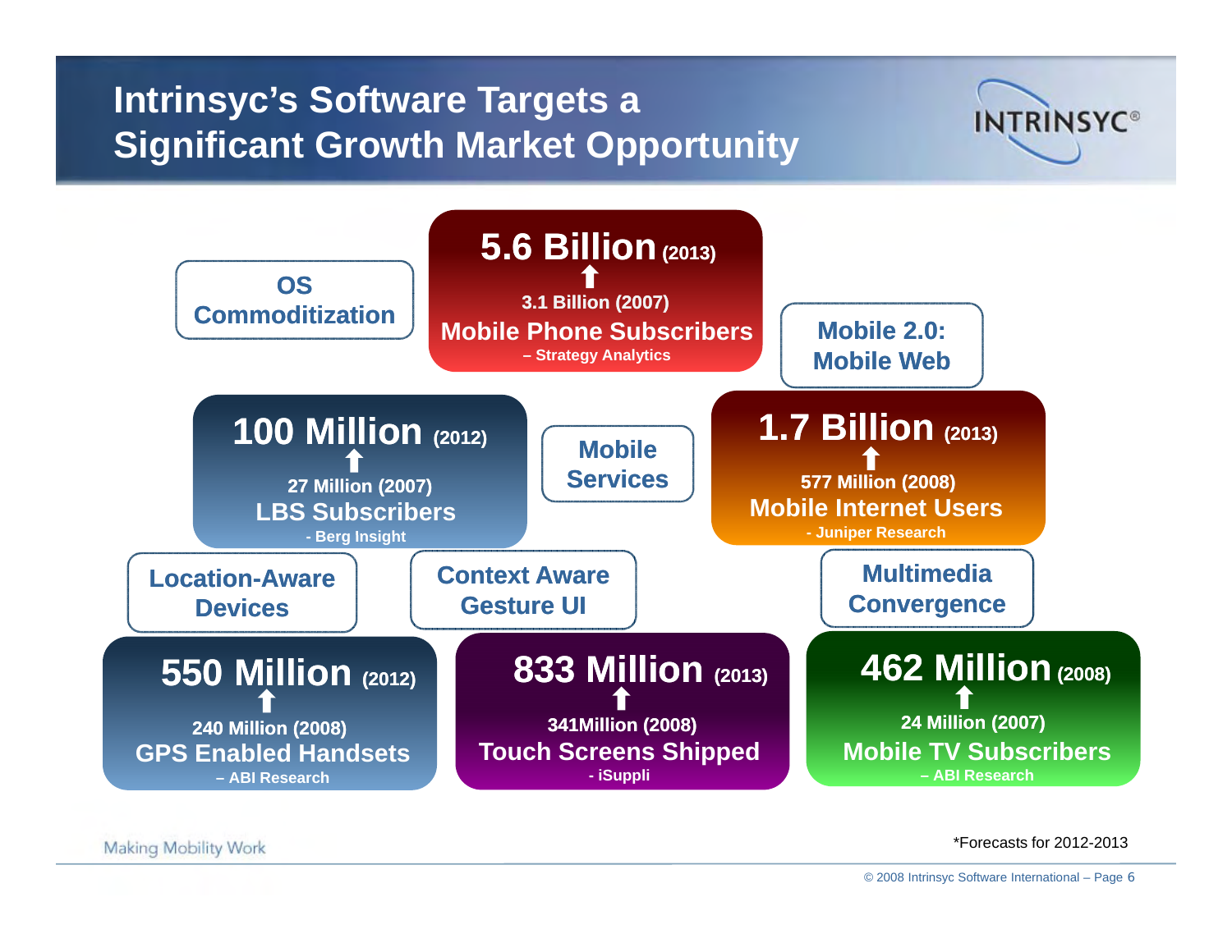# Intrinsyc's Software Targets a Significant Growth Market Opportunity

**OS Commoditization**

**5.6 Billion (2013)**
⬆
3.1 Billion (2007)
**Mobile Phone Subscribers**
– Strategy Analytics

**Mobile 2.0: Mobile Web**

**100 Million (2012)**
⬆
27 Million (2007)
**LBS Subscribers**
- Berg Insight

**Mobile Services**

**1.7 Billion (2013)**
⬆
577 Million (2008)
**Mobile Internet Users**
- Juniper Research

**Location-Aware Devices**

**Context Aware Gesture UI**

**Multimedia Convergence**

**550 Million (2012)**
⬆
240 Million (2008)
**GPS Enabled Handsets**
– ABI Research

**833 Million (2013)**
⬆
341Million (2008)
**Touch Screens Shipped**
- iSuppli

**462 Million (2008)**
⬆
24 Million (2007)
**Mobile TV Subscribers**
– ABI Research

*Forecasts for 2012-2013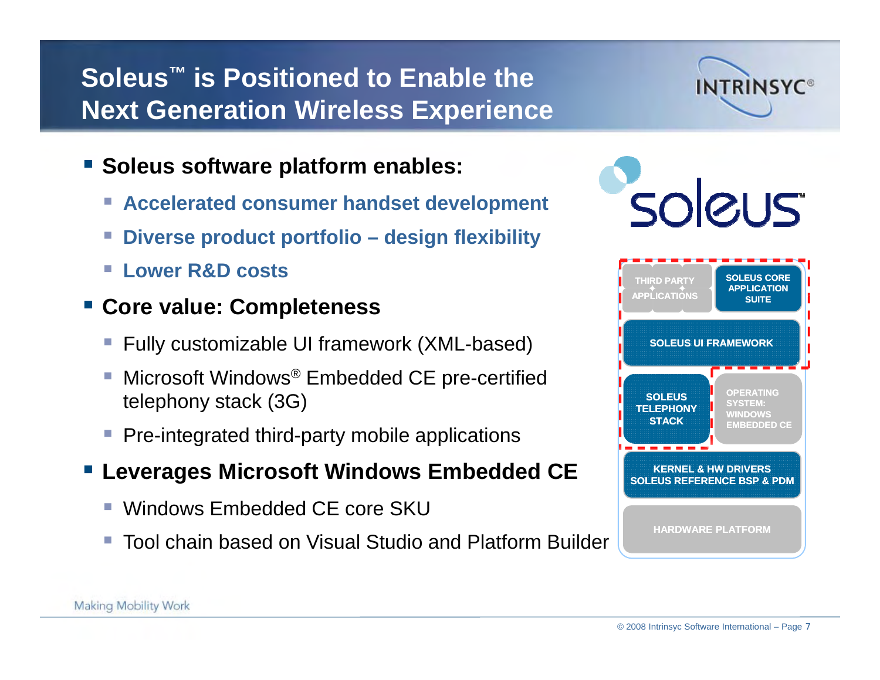# Soleus™ is Positioned to Enable the Next Generation Wireless Experience

- **Soleus software platform enables:**
  - **Accelerated consumer handset development**
  - **Diverse product portfolio – design flexibility**
  - **Lower R&D costs**
- **Core value: Completeness**
  - Fully customizable UI framework (XML-based)
  - Microsoft Windows® Embedded CE pre-certified telephony stack (3G)
  - Pre-integrated third-party mobile applications
- **Leverages Microsoft Windows Embedded CE**
  - Windows Embedded CE core SKU
  - Tool chain based on Visual Studio and Platform Builder

soleus™

| | |
|---|---|
| THIRD PARTY APPLICATIONS | SOLEUS CORE APPLICATION SUITE |
| SOLEUS UI FRAMEWORK | |
| SOLEUS TELEPHONY STACK | OPERATING SYSTEM: WINDOWS EMBEDDED CE |
| KERNEL & HW DRIVERS SOLEUS REFERENCE BSP & PDM | |
| HARDWARE PLATFORM | |

Making Mobility Work

© 2008 Intrinsyc Software International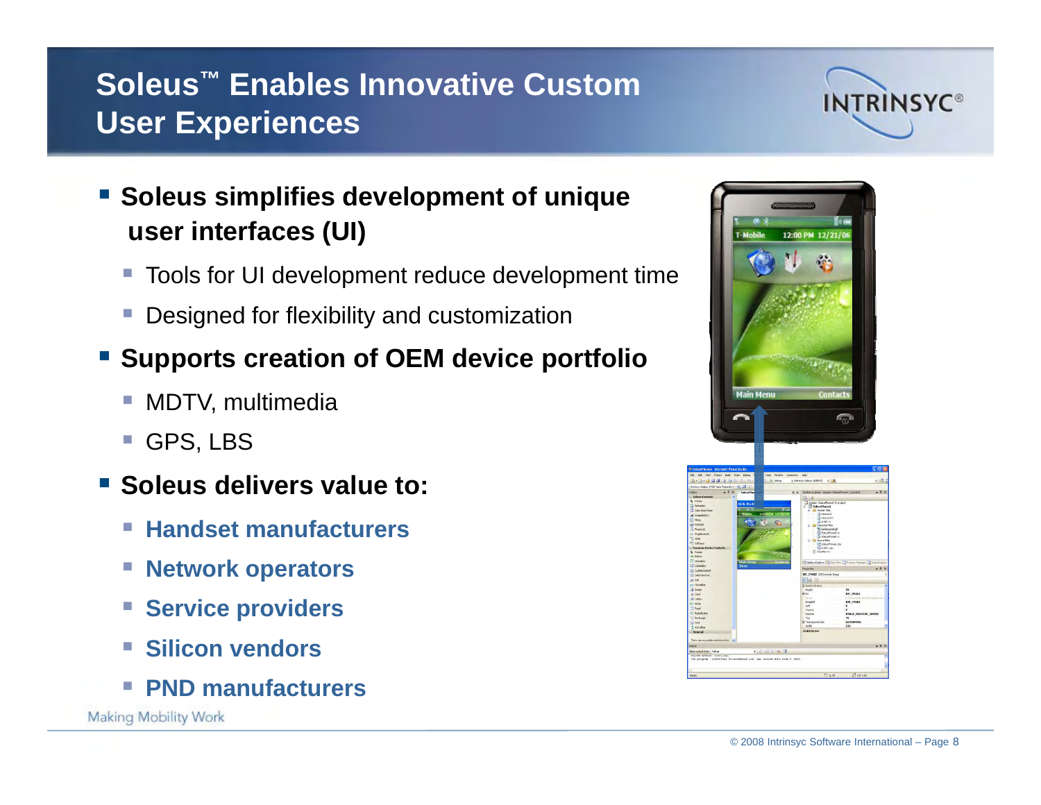# Soleus™ Enables Innovative Custom User Experiences

- **Soleus simplifies development of unique user interfaces (UI)**
  - Tools for UI development reduce development time
  - Designed for flexibility and customization
- **Supports creation of OEM device portfolio**
  - MDTV, multimedia
  - GPS, LBS
- **Soleus delivers value to:**
  - **Handset manufacturers**
  - **Network operators**
  - **Service providers**
  - **Silicon vendors**
  - **PND manufacturers**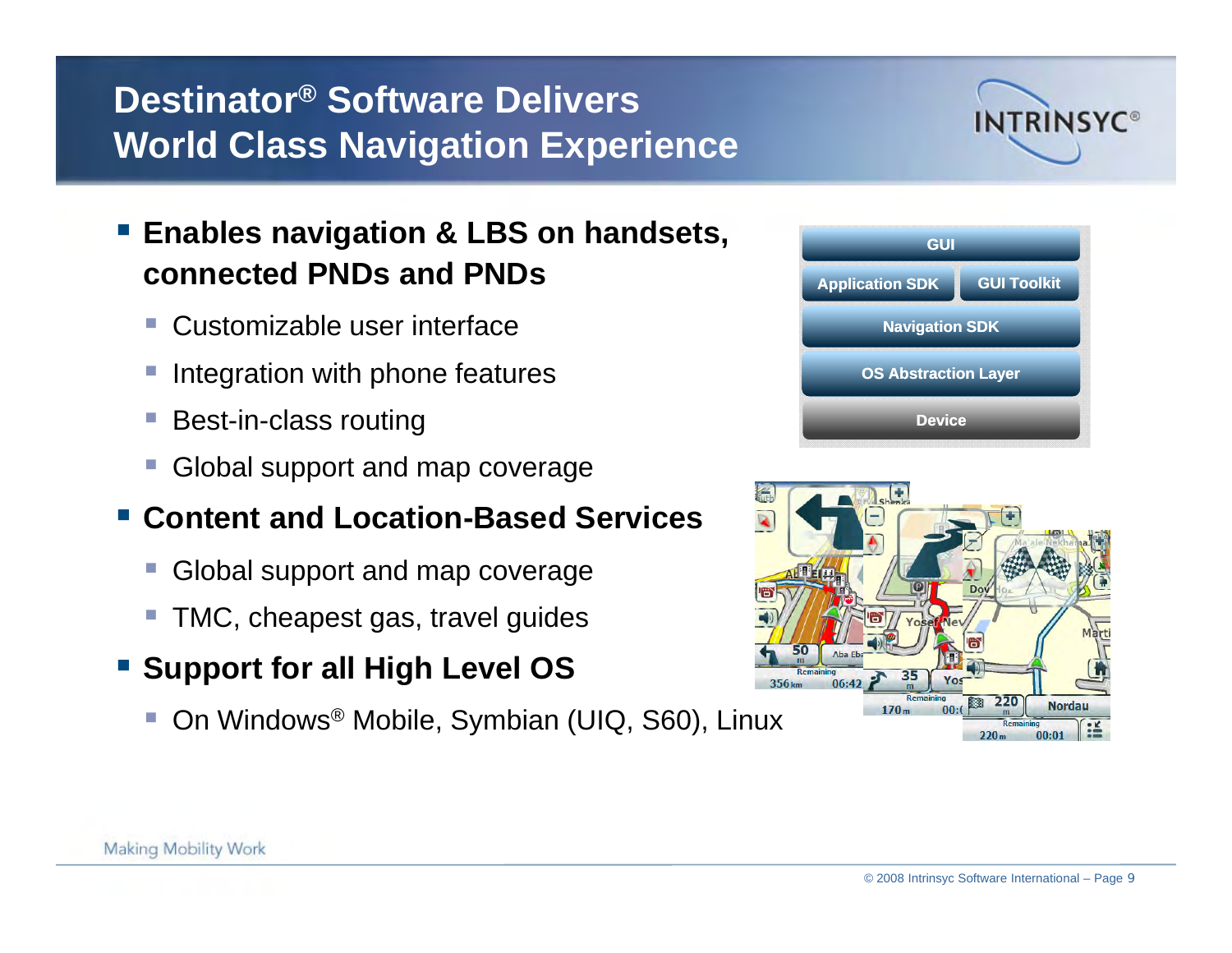# Destinator® Software Delivers World Class Navigation Experience

- **Enables navigation & LBS on handsets, connected PNDs and PNDs**
  - Customizable user interface
  - Integration with phone features
  - Best-in-class routing
  - Global support and map coverage
- **Content and Location-Based Services**
  - Global support and map coverage
  - TMC, cheapest gas, travel guides
- **Support for all High Level OS**
  - On Windows® Mobile, Symbian (UIQ, S60), Linux

| GUI | |
|---|---|
| Application SDK | GUI Toolkit |
| Navigation SDK | |
| OS Abstraction Layer | |
| Device | |

Making Mobility Work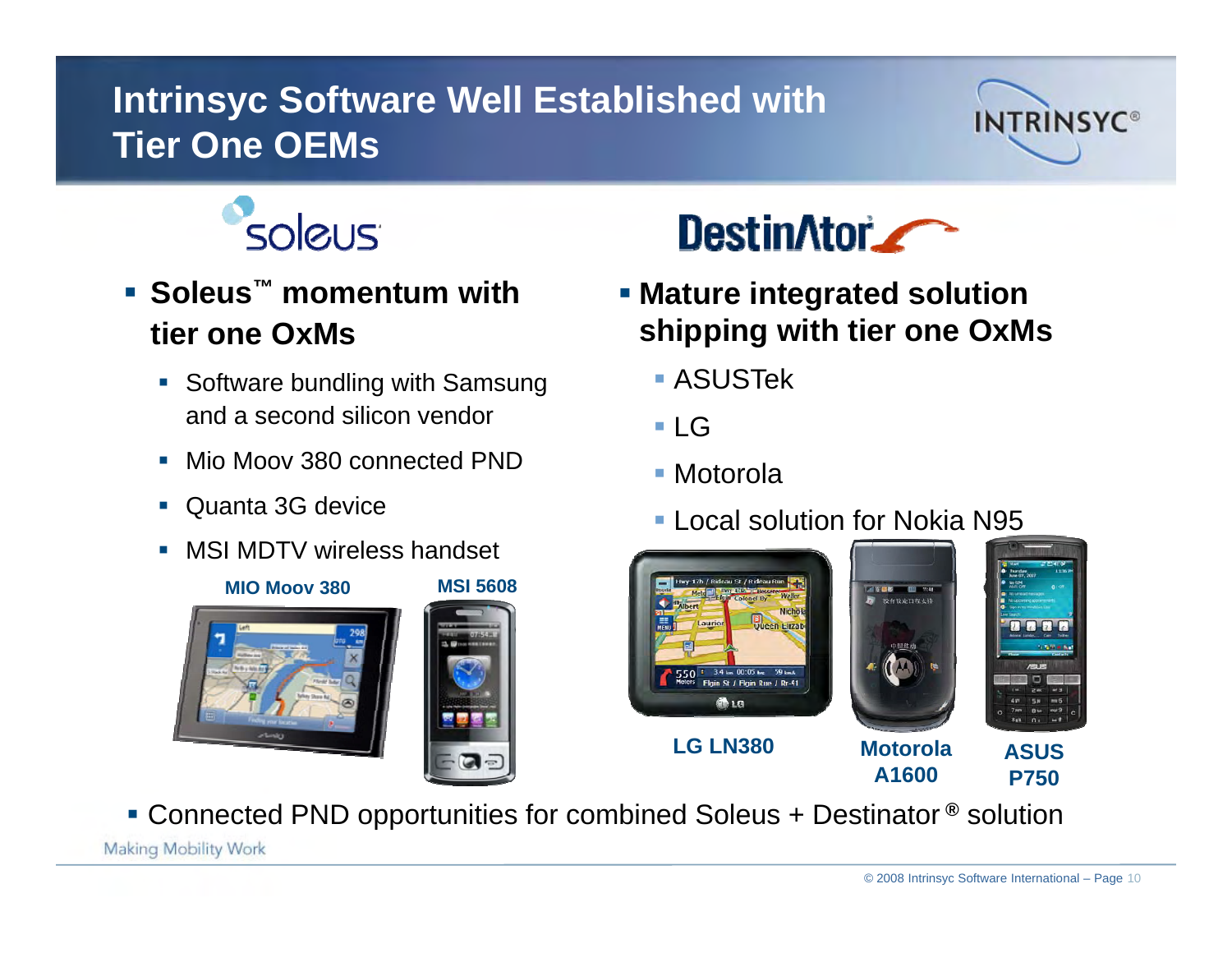# Intrinsyc Software Well Established with Tier One OEMs

soleus

- **Soleus™ momentum with tier one OxMs**
  - Software bundling with Samsung and a second silicon vendor
  - Mio Moov 380 connected PND
  - Quanta 3G device
  - MSI MDTV wireless handset

**MIO Moov 380** **MSI 5608**

DestinAtor

- **Mature integrated solution shipping with tier one OxMs**
  - ASUSTek
  - LG
  - Motorola
  - Local solution for Nokia N95

**LG LN380** **Motorola A1600** **ASUS P750**

- Connected PND opportunities for combined Soleus + Destinator® solution

Making Mobility Work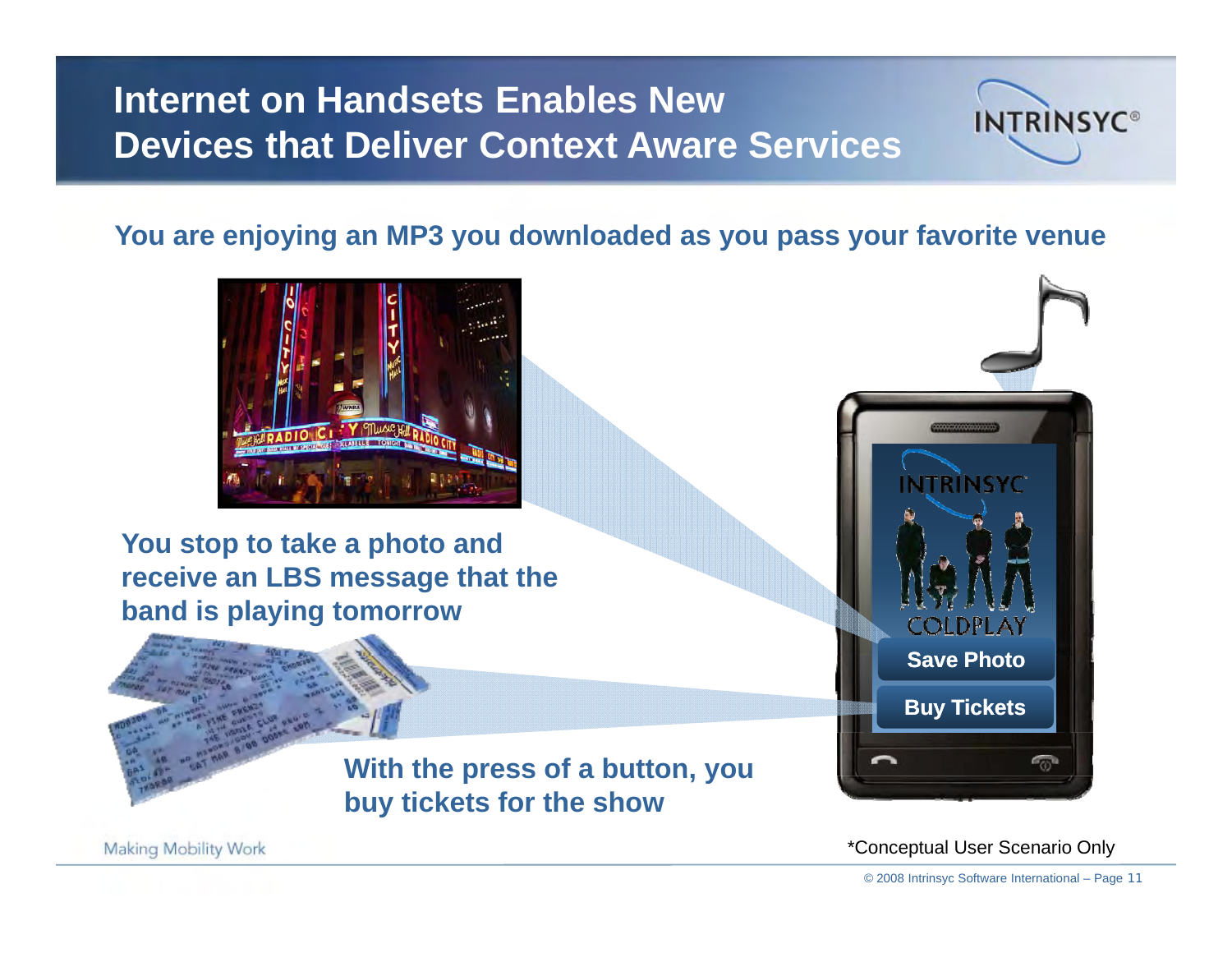# Internet on Handsets Enables New Devices that Deliver Context Aware Services

**You are enjoying an MP3 you downloaded as you pass your favorite venue**

**You stop to take a photo and receive an LBS message that the band is playing tomorrow**

**With the press of a button, you buy tickets for the show**

*Conceptual User Scenario Only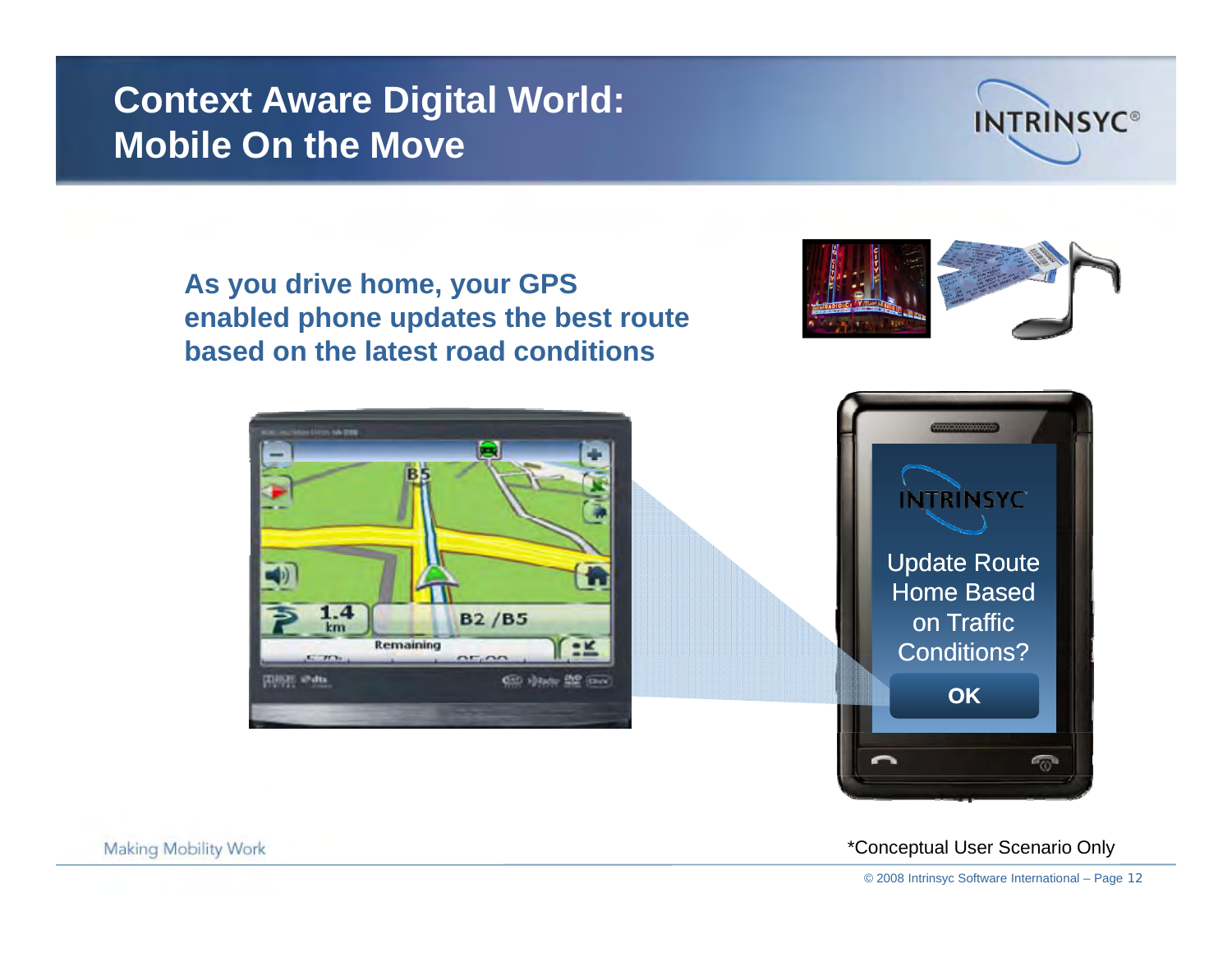# Context Aware Digital World: Mobile On the Move

**As you drive home, your GPS enabled phone updates the best route based on the latest road conditions**

Update Route Home Based on Traffic Conditions?

**OK**

Making Mobility Work

*Conceptual User Scenario Only

© 2008 Intrinsyc Software International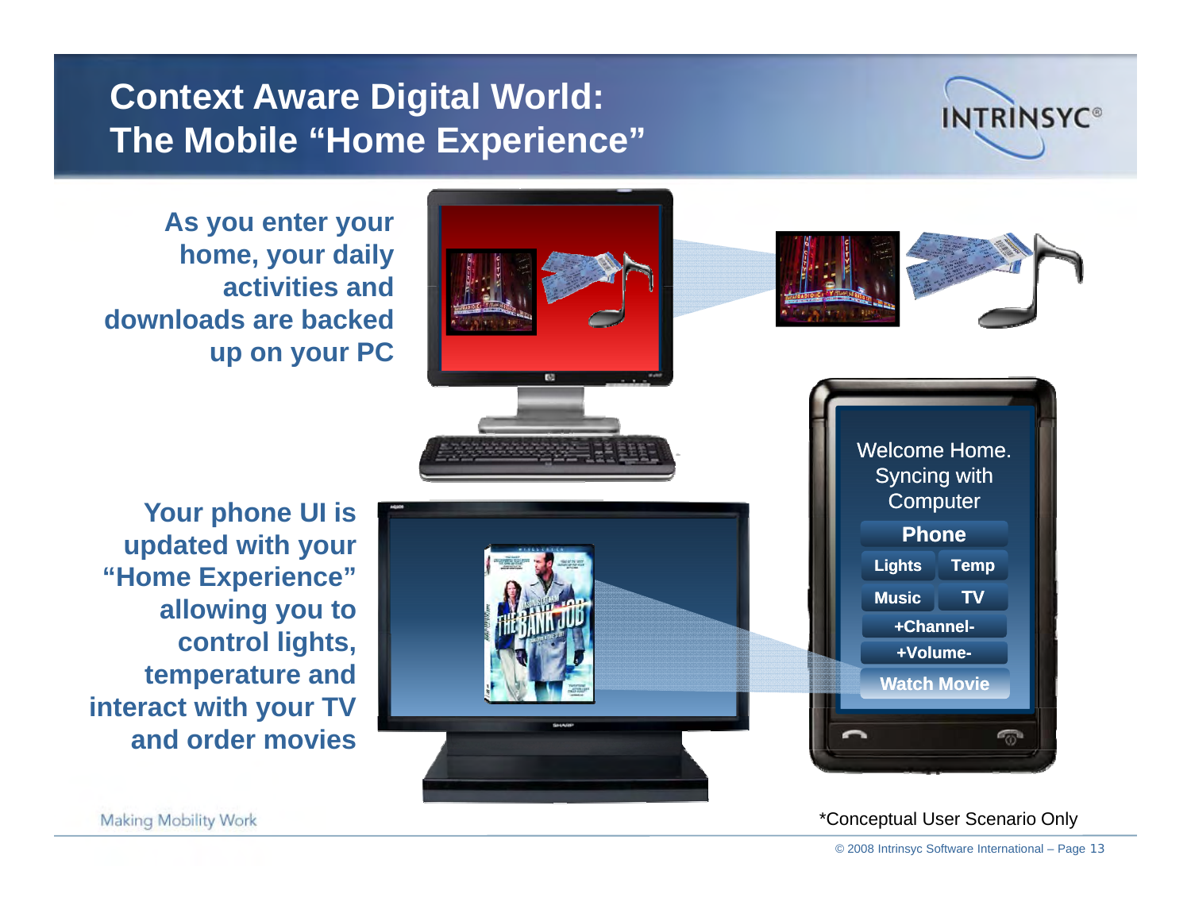# Context Aware Digital World: The Mobile "Home Experience"

**As you enter your home, your daily activities and downloads are backed up on your PC**

**Your phone UI is updated with your "Home Experience" allowing you to control lights, temperature and interact with your TV and order movies**

Welcome Home. Syncing with Computer

- Phone
- Lights
- Temp
- Music
- TV
- +Channel-
- +Volume-
- Watch Movie

*Conceptual User Scenario Only

Making Mobility Work

© 2008 Intrinsyc Software International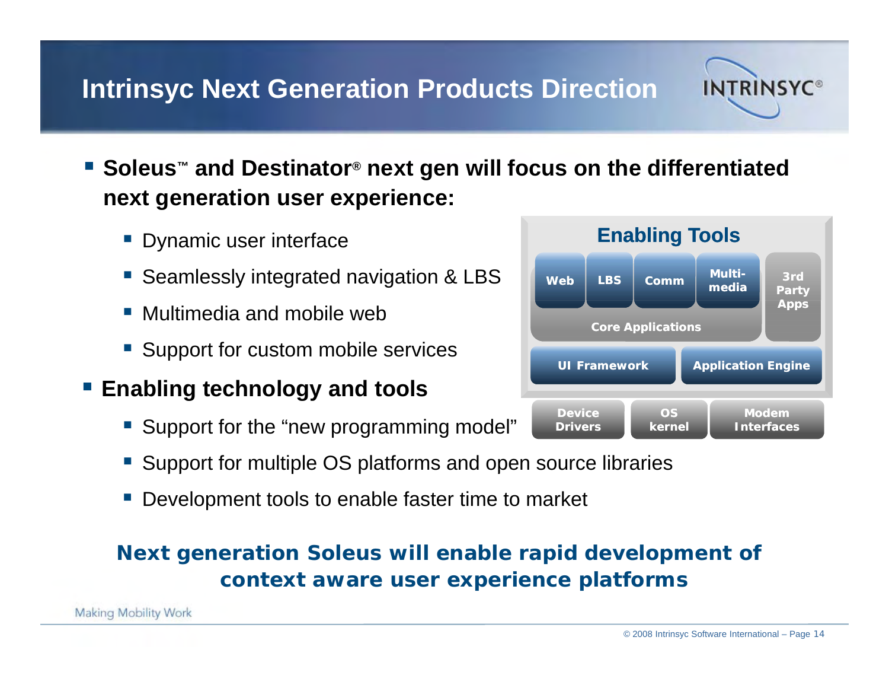# Intrinsyc Next Generation Products Direction

- **Soleus™ and Destinator® next gen will focus on the differentiated next generation user experience:**
  - Dynamic user interface
  - Seamlessly integrated navigation & LBS
  - Multimedia and mobile web
  - Support for custom mobile services
- **Enabling technology and tools**
  - Support for the "new programming model"
  - Support for multiple OS platforms and open source libraries
  - Development tools to enable faster time to market

**Enabling Tools**

Web | LBS | Comm | Multi-media | 3rd Party Apps

Core Applications

UI Framework | Application Engine

Device Drivers | OS kernel | Modem Interfaces

**Next generation Soleus will enable rapid development of context aware user experience platforms**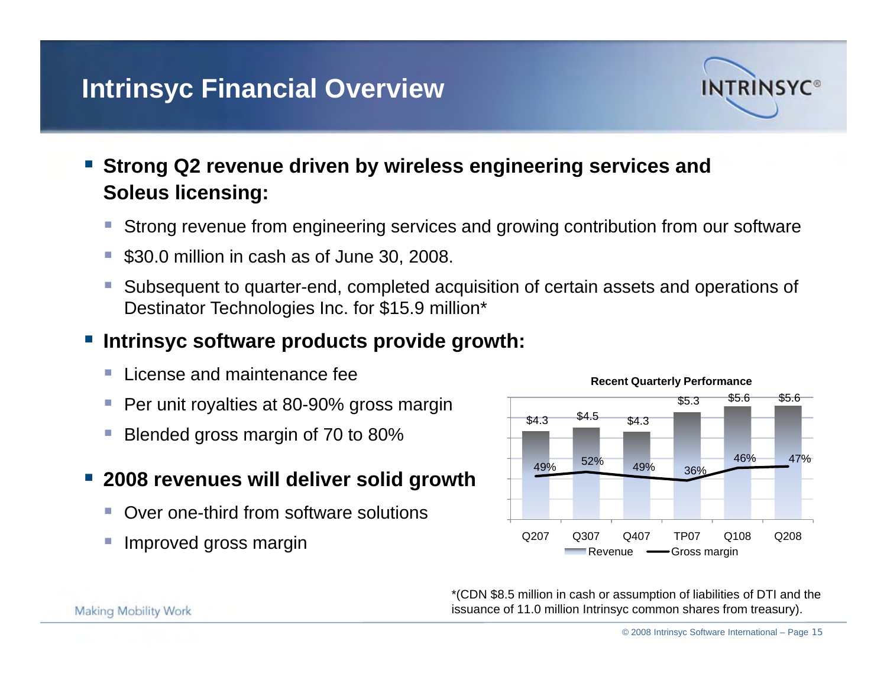# Intrinsyc Financial Overview

- **Strong Q2 revenue driven by wireless engineering services and Soleus licensing:**
  - Strong revenue from engineering services and growing contribution from our software
  - $30.0 million in cash as of June 30, 2008.
  - Subsequent to quarter-end, completed acquisition of certain assets and operations of Destinator Technologies Inc. for $15.9 million*
- **Intrinsyc software products provide growth:**
  - License and maintenance fee
  - Per unit royalties at 80-90% gross margin
  - Blended gross margin of 70 to 80%
- **2008 revenues will deliver solid growth**
  - Over one-third from software solutions
  - Improved gross margin

**Recent Quarterly Performance**

| | Q207 | Q307 | Q407 | TP07 | Q108 | Q208 |
|---|---|---|---|---|---|---|
| Revenue | $4.3 | $4.5 | $4.3 | $5.3 | $5.6 | $5.6 |
| Gross margin | 49% | 52% | 49% | 36% | 46% | 47% |

*(CDN $8.5 million in cash or assumption of liabilities of DTI and the issuance of 11.0 million Intrinsyc common shares from treasury).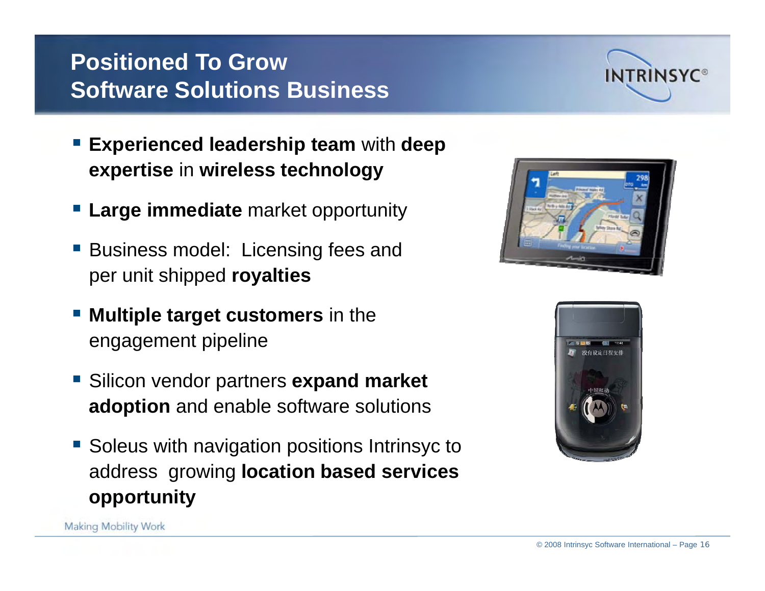# Positioned To Grow Software Solutions Business

- **Experienced leadership team** with **deep expertise** in **wireless technology**
- **Large immediate** market opportunity
- Business model: Licensing fees and per unit shipped **royalties**
- **Multiple target customers** in the engagement pipeline
- Silicon vendor partners **expand market adoption** and enable software solutions
- Soleus with navigation positions Intrinsyc to address growing **location based services opportunity**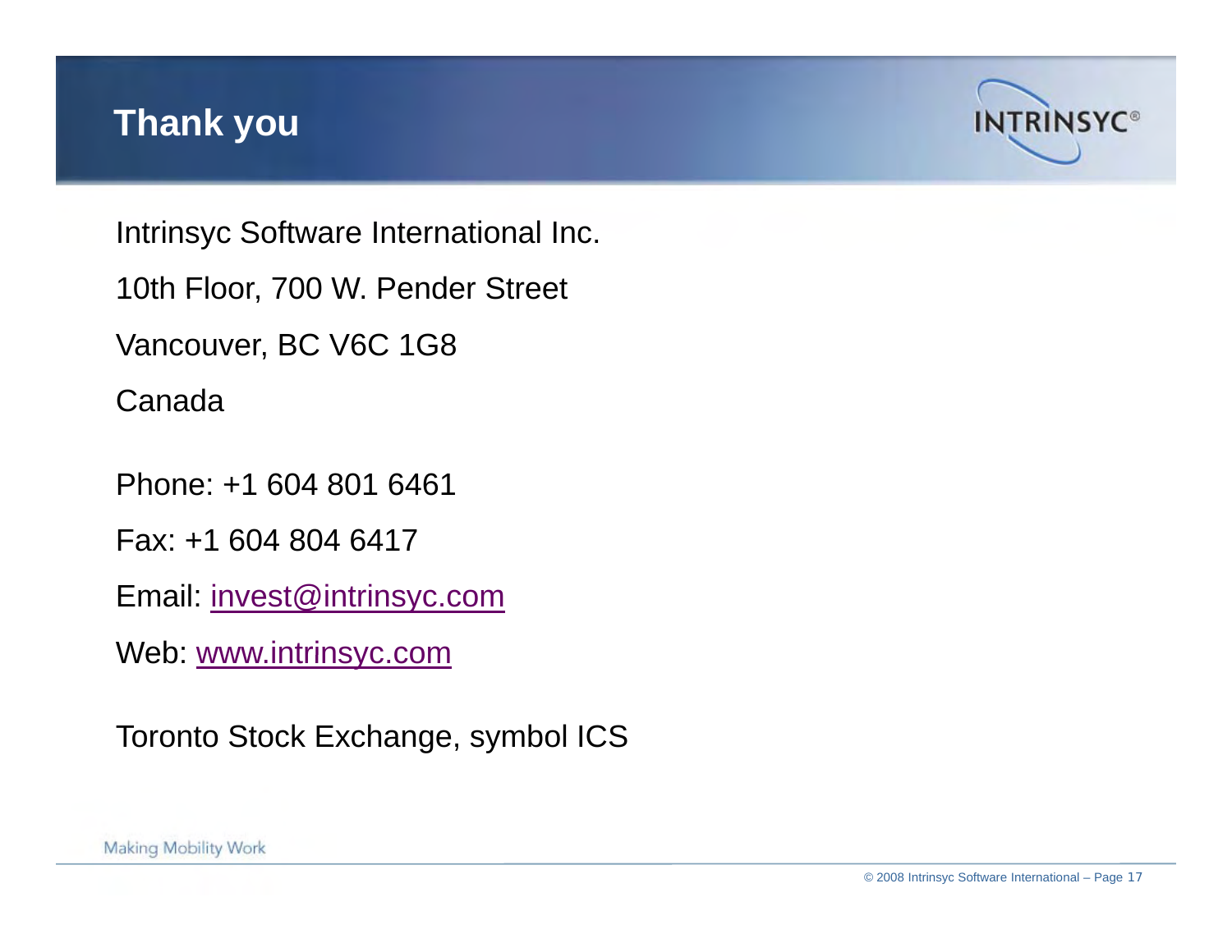# Thank you

Intrinsyc Software International Inc.

10th Floor, 700 W. Pender Street

Vancouver, BC V6C 1G8

Canada

Phone: +1 604 801 6461

Fax: +1 604 804 6417

Email: invest@intrinsyc.com

Web: www.intrinsyc.com

Toronto Stock Exchange, symbol ICS